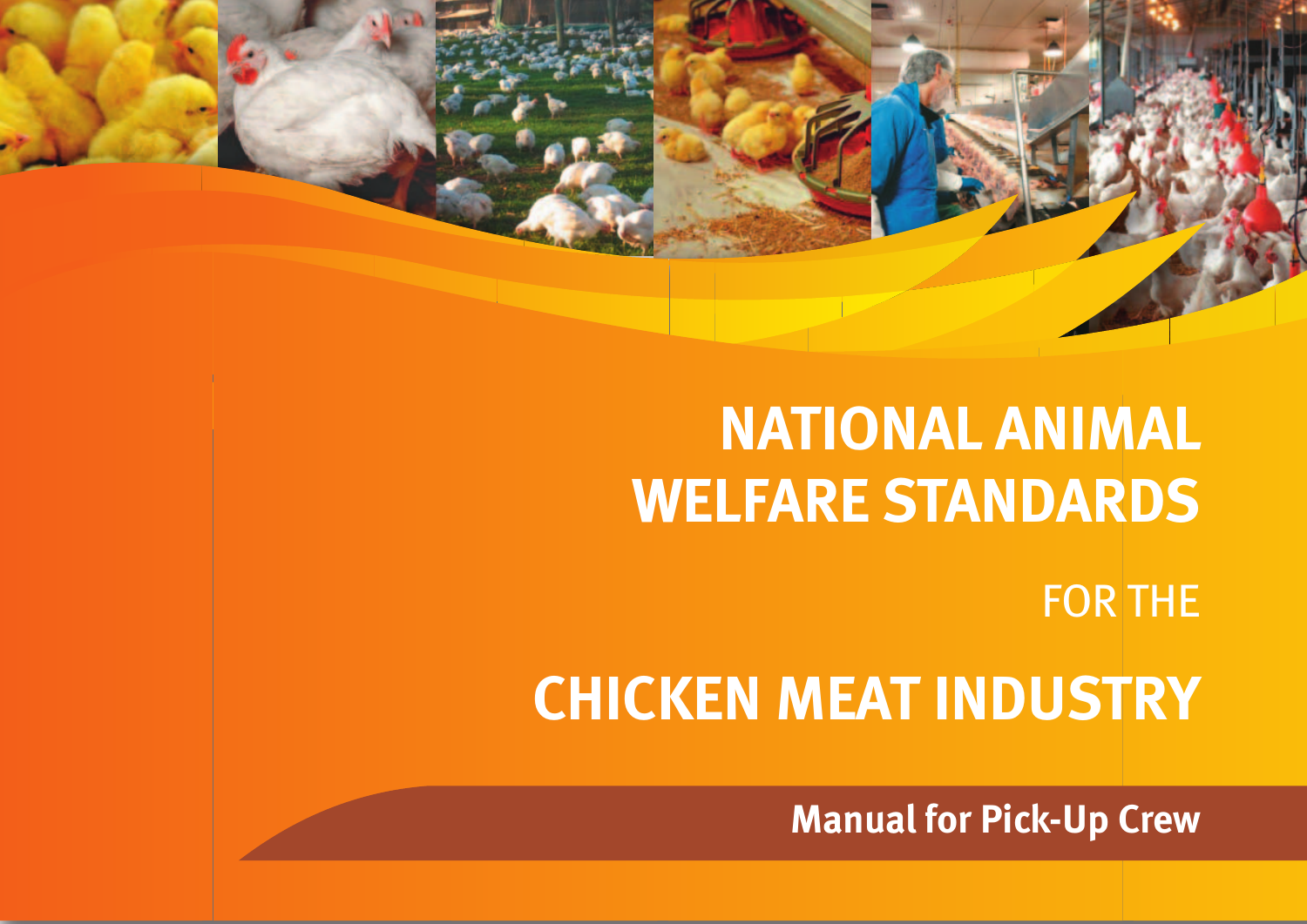# NATIONAL ANIMAL WELFARE STANDARDS

FOR THE

# CHICKEN MEAT INDUSTRY

**Manual for Pick-Up Crew**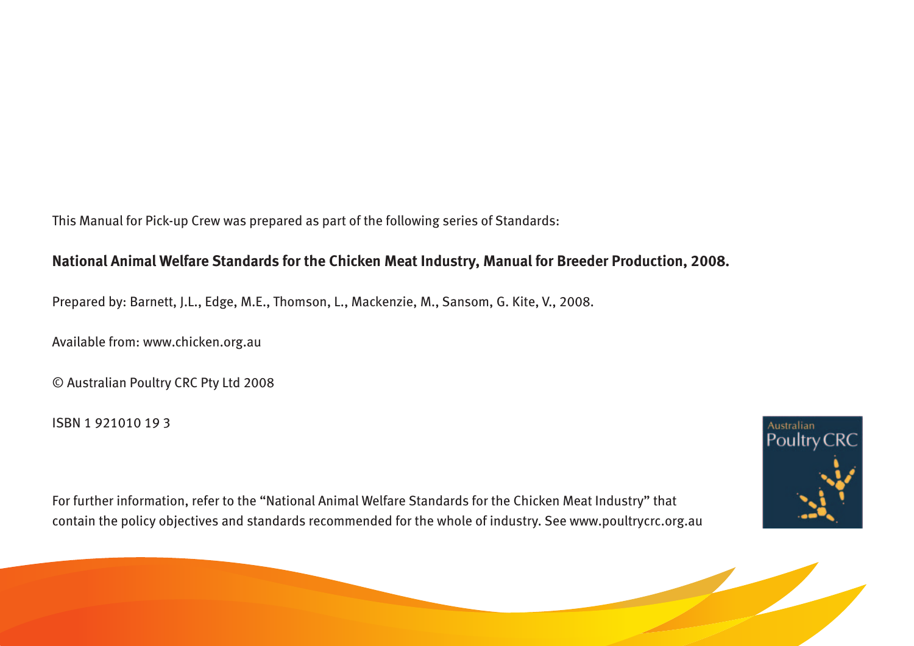This Manual for Pick-up Crew was prepared as part of the following series of Standards:

**National Animal Welfare Standards for the Chicken Meat Industry, Manual for Breeder Production, 2008.**

Prepared by: Barnett, J.L., Edge, M.E., Thomson, L., Mackenzie, M., Sansom, G. Kite, V., 2008.

Available from: www.chicken.org.au

© Australian Poultry CRC Pty Ltd 2008

ISBN 1 921010 19 3

For further information, refer to the "National Animal Welfare Standards for the Chicken Meat Industry" that contain the policy objectives and standards recommended for the whole of industry. See www.poultrycrc.org.au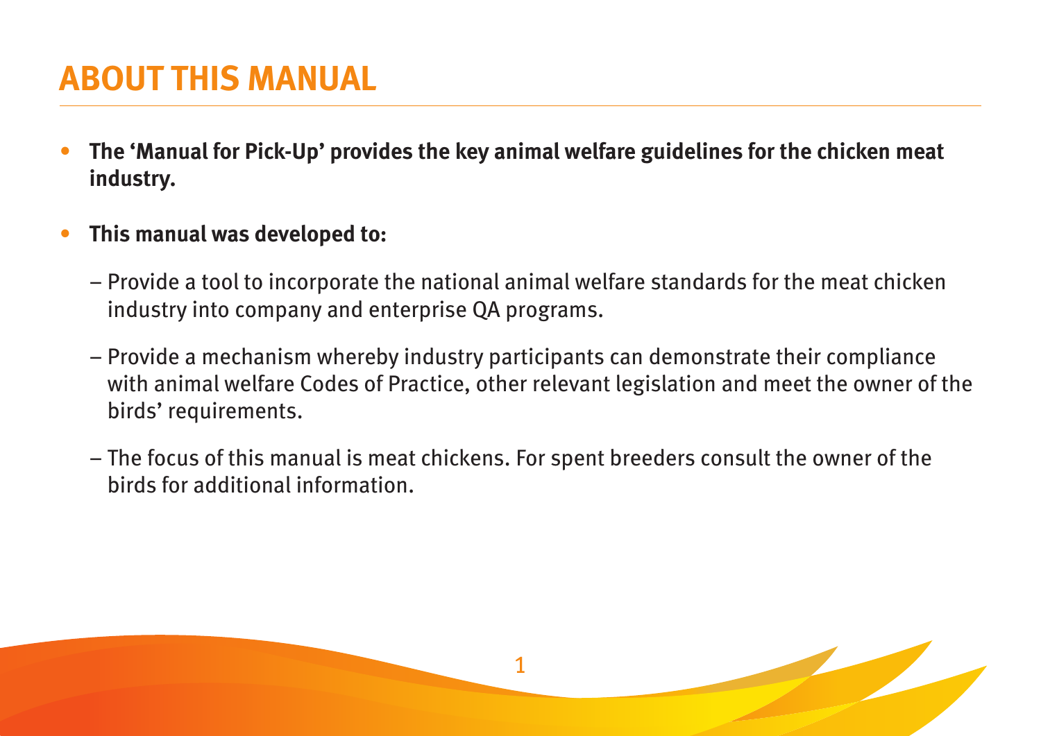# ABOUT THIS MANUAL

- **The 'Manual for Pick-Up' provides the key animal welfare guidelines for the chicken meat industry.**
- **This manual was developed to:**
  - Provide a tool to incorporate the national animal welfare standards for the meat chicken industry into company and enterprise QA programs.
  - Provide a mechanism whereby industry participants can demonstrate their compliance with animal welfare Codes of Practice, other relevant legislation and meet the owner of the birds' requirements.
  - The focus of this manual is meat chickens. For spent breeders consult the owner of the birds for additional information.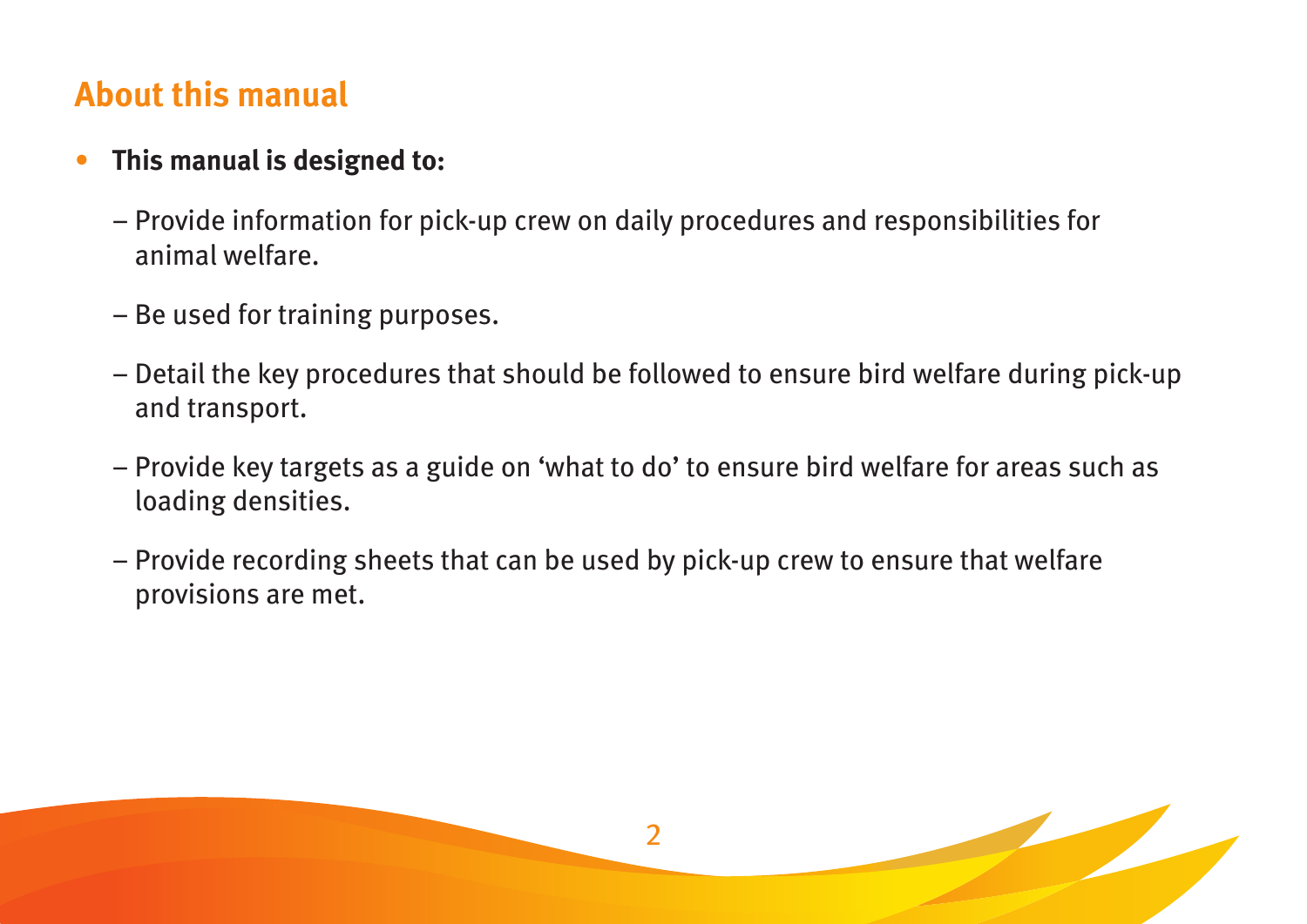## About this manual

- **This manual is designed to:**
  - Provide information for pick-up crew on daily procedures and responsibilities for animal welfare.
  - Be used for training purposes.
  - Detail the key procedures that should be followed to ensure bird welfare during pick-up and transport.
  - Provide key targets as a guide on 'what to do' to ensure bird welfare for areas such as loading densities.
  - Provide recording sheets that can be used by pick-up crew to ensure that welfare provisions are met.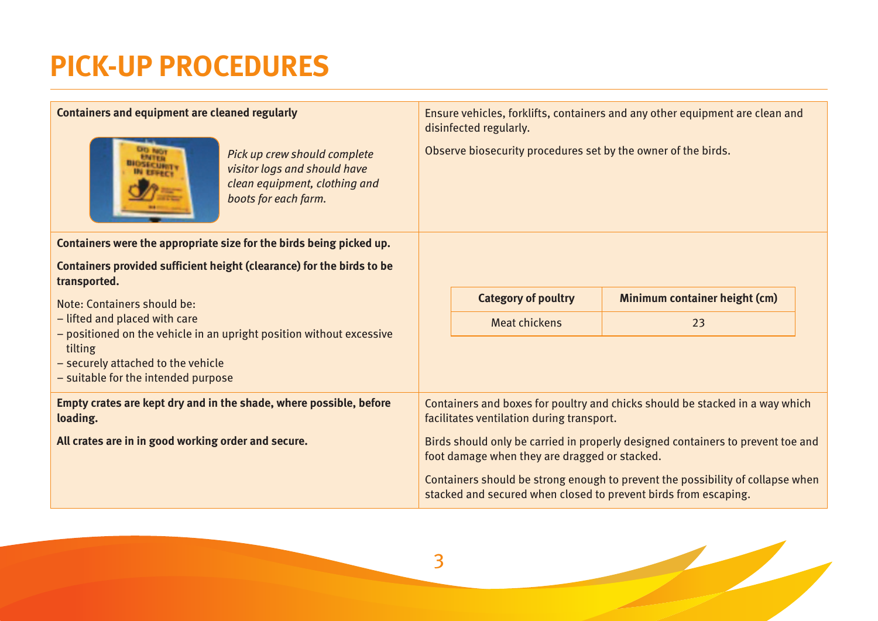# PICK-UP PROCEDURES

| | |
|---|---|
| **Containers and equipment are cleaned regularly**<br><br>*Pick up crew should complete visitor logs and should have clean equipment, clothing and boots for each farm.* | Ensure vehicles, forklifts, containers and any other equipment are clean and disinfected regularly.<br><br>Observe biosecurity procedures set by the owner of the birds. |
| **Containers were the appropriate size for the birds being picked up.**<br><br>**Containers provided sufficient height (clearance) for the birds to be transported.**<br><br>Note: Containers should be:<br>– lifted and placed with care<br>– positioned on the vehicle in an upright position without excessive tilting<br>– securely attached to the vehicle<br>– suitable for the intended purpose | **Category of poultry**: Meat chickens — **Minimum container height (cm)**: 23 |
| **Empty crates are kept dry and in the shade, where possible, before loading.**<br><br>**All crates are in in good working order and secure.** | Containers and boxes for poultry and chicks should be stacked in a way which facilitates ventilation during transport.<br><br>Birds should only be carried in properly designed containers to prevent toe and foot damage when they are dragged or stacked.<br><br>Containers should be strong enough to prevent the possibility of collapse when stacked and secured when closed to prevent birds from escaping. |

| Category of poultry | Minimum container height (cm) |
|---|---|
| Meat chickens | 23 |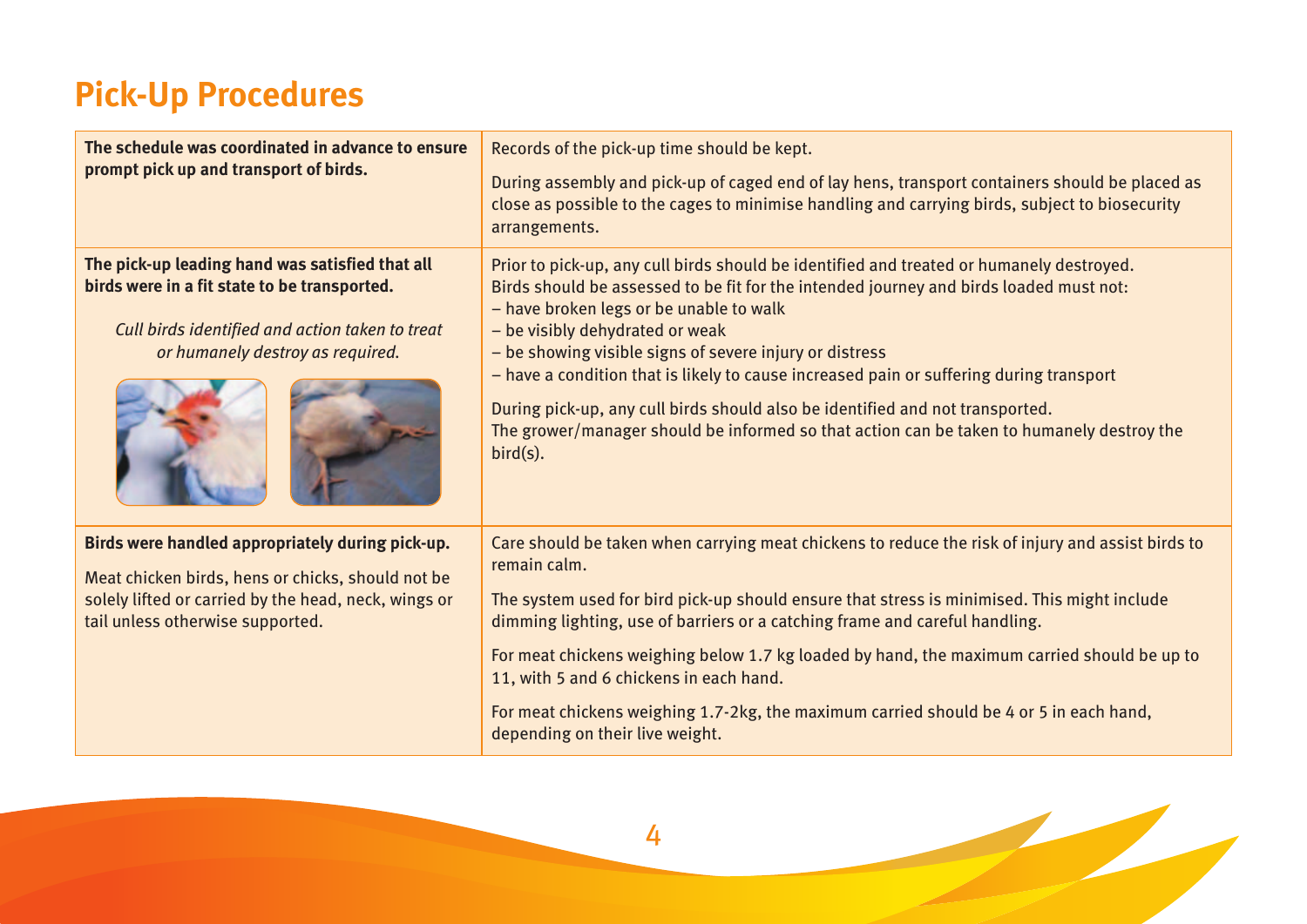# Pick-Up Procedures

| | |
|---|---|
| **The schedule was coordinated in advance to ensure prompt pick up and transport of birds.** | Records of the pick-up time should be kept.<br><br>During assembly and pick-up of caged end of lay hens, transport containers should be placed as close as possible to the cages to minimise handling and carrying birds, subject to biosecurity arrangements. |
| **The pick-up leading hand was satisfied that all birds were in a fit state to be transported.**<br><br>*Cull birds identified and action taken to treat or humanely destroy as required.* | Prior to pick-up, any cull birds should be identified and treated or humanely destroyed.<br>Birds should be assessed to be fit for the intended journey and birds loaded must not:<br>– have broken legs or be unable to walk<br>– be visibly dehydrated or weak<br>– be showing visible signs of severe injury or distress<br>– have a condition that is likely to cause increased pain or suffering during transport<br><br>During pick-up, any cull birds should also be identified and not transported.<br>The grower/manager should be informed so that action can be taken to humanely destroy the bird(s). |
| **Birds were handled appropriately during pick-up.**<br><br>Meat chicken birds, hens or chicks, should not be solely lifted or carried by the head, neck, wings or tail unless otherwise supported. | Care should be taken when carrying meat chickens to reduce the risk of injury and assist birds to remain calm.<br><br>The system used for bird pick-up should ensure that stress is minimised. This might include dimming lighting, use of barriers or a catching frame and careful handling.<br><br>For meat chickens weighing below 1.7 kg loaded by hand, the maximum carried should be up to 11, with 5 and 6 chickens in each hand.<br><br>For meat chickens weighing 1.7-2kg, the maximum carried should be 4 or 5 in each hand, depending on their live weight. |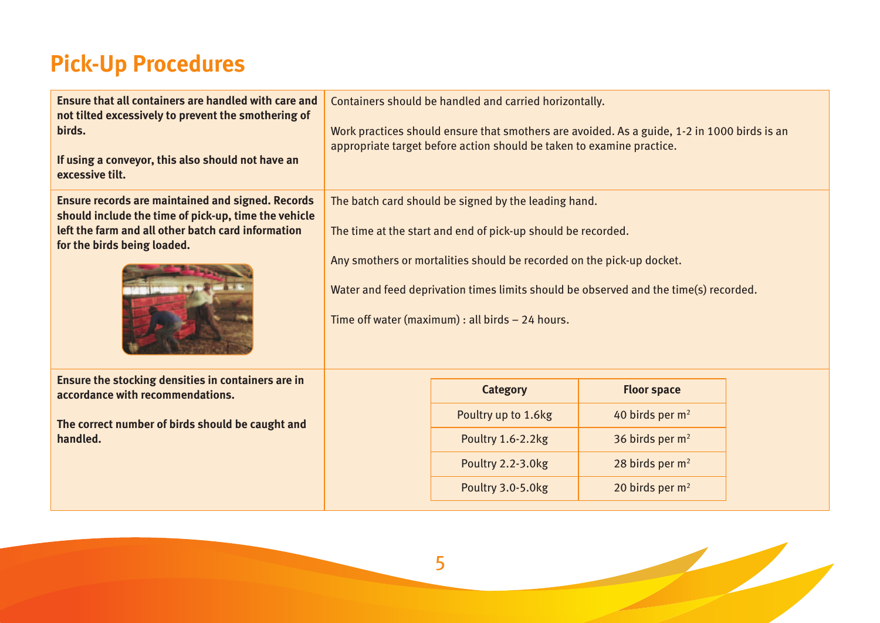## Pick-Up Procedures

| | |
|---|---|
| **Ensure that all containers are handled with care and not tilted excessively to prevent the smothering of birds.**<br><br>**If using a conveyor, this also should not have an excessive tilt.** | Containers should be handled and carried horizontally.<br><br>Work practices should ensure that smothers are avoided. As a guide, 1-2 in 1000 birds is an appropriate target before action should be taken to examine practice. |
| **Ensure records are maintained and signed. Records should include the time of pick-up, time the vehicle left the farm and all other batch card information for the birds being loaded.** | The batch card should be signed by the leading hand.<br><br>The time at the start and end of pick-up should be recorded.<br><br>Any smothers or mortalities should be recorded on the pick-up docket.<br><br>Water and feed deprivation times limits should be observed and the time(s) recorded.<br><br>Time off water (maximum) : all birds – 24 hours. |
| **Ensure the stocking densities in containers are in accordance with recommendations.**<br><br>**The correct number of birds should be caught and handled.** | See table below. |

| Category | Floor space |
|---|---|
| Poultry up to 1.6kg | 40 birds per $m^2$ |
| Poultry 1.6-2.2kg | 36 birds per $m^2$ |
| Poultry 2.2-3.0kg | 28 birds per $m^2$ |
| Poultry 3.0-5.0kg | 20 birds per $m^2$ |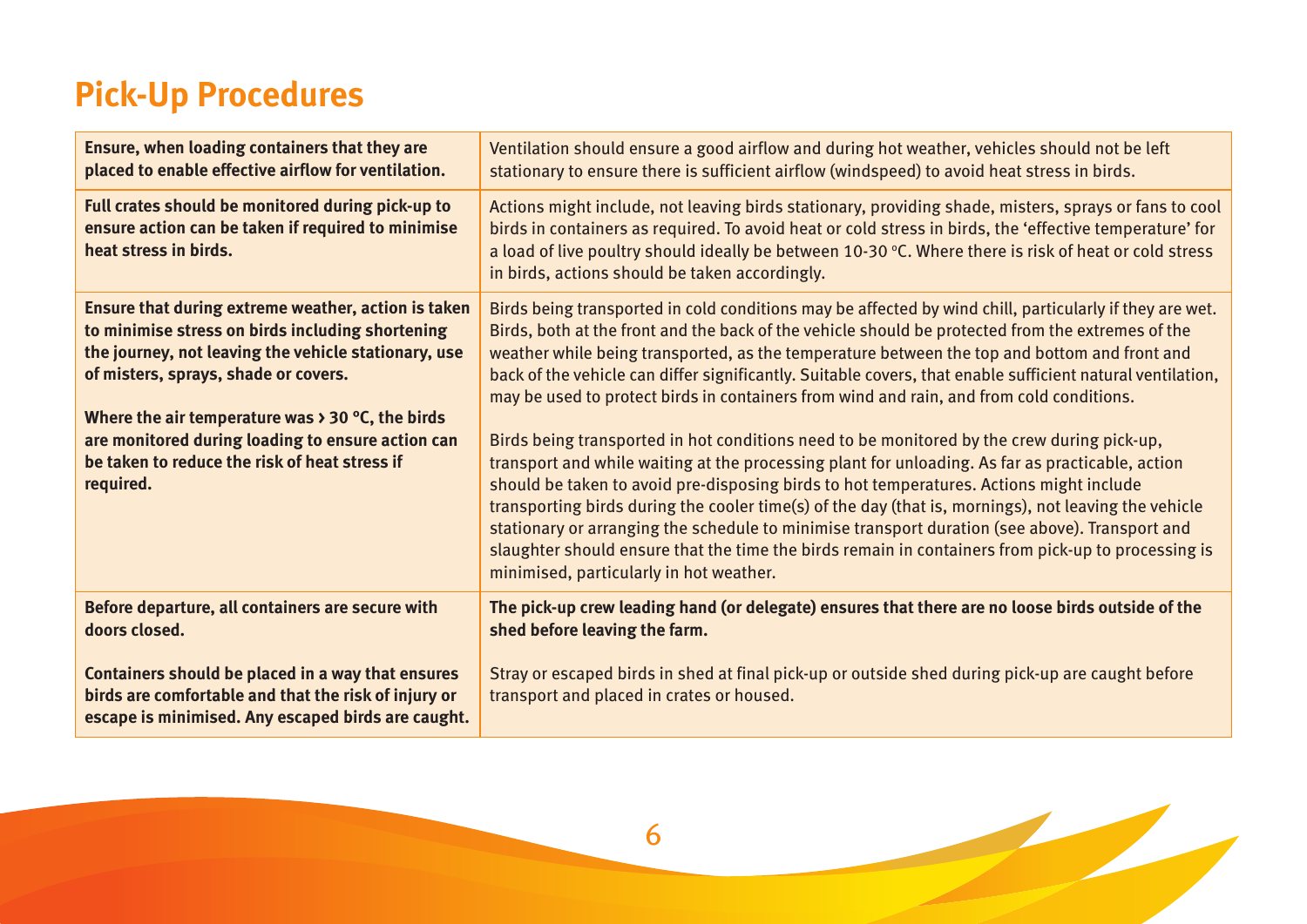## Pick-Up Procedures

| | |
|---|---|
| **Ensure, when loading containers that they are placed to enable effective airflow for ventilation.** | Ventilation should ensure a good airflow and during hot weather, vehicles should not be left stationary to ensure there is sufficient airflow (windspeed) to avoid heat stress in birds. |
| **Full crates should be monitored during pick-up to ensure action can be taken if required to minimise heat stress in birds.** | Actions might include, not leaving birds stationary, providing shade, misters, sprays or fans to cool birds in containers as required. To avoid heat or cold stress in birds, the 'effective temperature' for a load of live poultry should ideally be between 10-30 °C. Where there is risk of heat or cold stress in birds, actions should be taken accordingly. |
| **Ensure that during extreme weather, action is taken to minimise stress on birds including shortening the journey, not leaving the vehicle stationary, use of misters, sprays, shade or covers.**<br><br>**Where the air temperature was > 30 °C, the birds are monitored during loading to ensure action can be taken to reduce the risk of heat stress if required.** | Birds being transported in cold conditions may be affected by wind chill, particularly if they are wet. Birds, both at the front and the back of the vehicle should be protected from the extremes of the weather while being transported, as the temperature between the top and bottom and front and back of the vehicle can differ significantly. Suitable covers, that enable sufficient natural ventilation, may be used to protect birds in containers from wind and rain, and from cold conditions.<br><br>Birds being transported in hot conditions need to be monitored by the crew during pick-up, transport and while waiting at the processing plant for unloading. As far as practicable, action should be taken to avoid pre-disposing birds to hot temperatures. Actions might include transporting birds during the cooler time(s) of the day (that is, mornings), not leaving the vehicle stationary or arranging the schedule to minimise transport duration (see above). Transport and slaughter should ensure that the time the birds remain in containers from pick-up to processing is minimised, particularly in hot weather. |
| **Before departure, all containers are secure with doors closed.**<br><br>**Containers should be placed in a way that ensures birds are comfortable and that the risk of injury or escape is minimised. Any escaped birds are caught.** | **The pick-up crew leading hand (or delegate) ensures that there are no loose birds outside of the shed before leaving the farm.**<br><br>Stray or escaped birds in shed at final pick-up or outside shed during pick-up are caught before transport and placed in crates or housed. |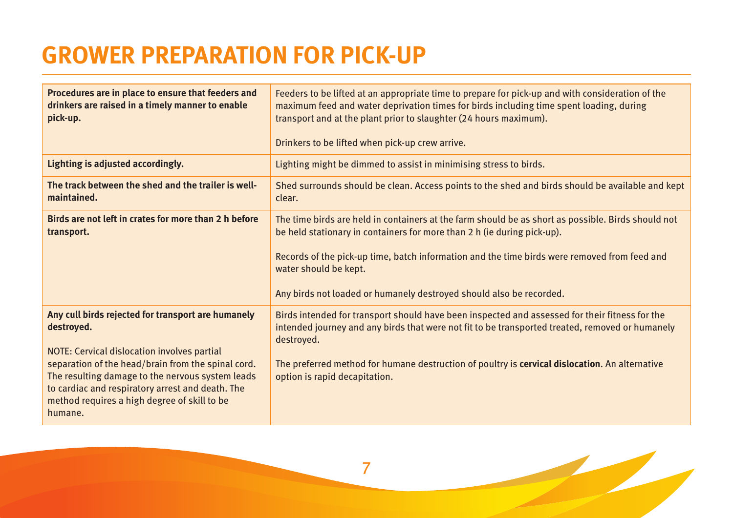# GROWER PREPARATION FOR PICK-UP

| | |
|---|---|
| **Procedures are in place to ensure that feeders and drinkers are raised in a timely manner to enable pick-up.** | Feeders to be lifted at an appropriate time to prepare for pick-up and with consideration of the maximum feed and water deprivation times for birds including time spent loading, during transport and at the plant prior to slaughter (24 hours maximum).<br><br>Drinkers to be lifted when pick-up crew arrive. |
| **Lighting is adjusted accordingly.** | Lighting might be dimmed to assist in minimising stress to birds. |
| **The track between the shed and the trailer is well-maintained.** | Shed surrounds should be clean. Access points to the shed and birds should be available and kept clear. |
| **Birds are not left in crates for more than 2 h before transport.** | The time birds are held in containers at the farm should be as short as possible. Birds should not be held stationary in containers for more than 2 h (ie during pick-up).<br><br>Records of the pick-up time, batch information and the time birds were removed from feed and water should be kept.<br><br>Any birds not loaded or humanely destroyed should also be recorded. |
| **Any cull birds rejected for transport are humanely destroyed.**<br><br>NOTE: Cervical dislocation involves partial separation of the head/brain from the spinal cord. The resulting damage to the nervous system leads to cardiac and respiratory arrest and death. The method requires a high degree of skill to be humane. | Birds intended for transport should have been inspected and assessed for their fitness for the intended journey and any birds that were not fit to be transported treated, removed or humanely destroyed.<br><br>The preferred method for humane destruction of poultry is **cervical dislocation**. An alternative option is rapid decapitation. |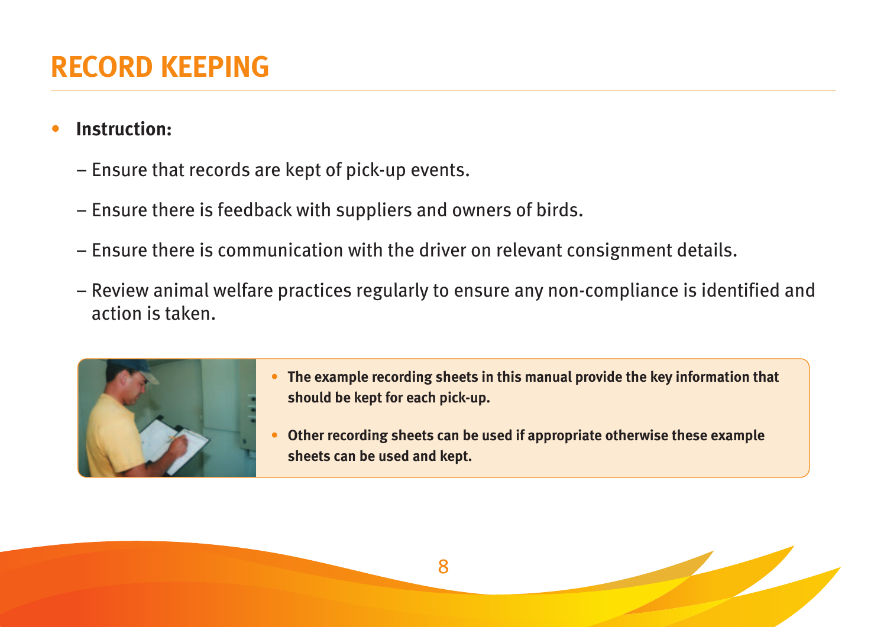# RECORD KEEPING

- **Instruction:**
  - Ensure that records are kept of pick-up events.
  - Ensure there is feedback with suppliers and owners of birds.
  - Ensure there is communication with the driver on relevant consignment details.
  - Review animal welfare practices regularly to ensure any non-compliance is identified and action is taken.

- **The example recording sheets in this manual provide the key information that should be kept for each pick-up.**
- **Other recording sheets can be used if appropriate otherwise these example sheets can be used and kept.**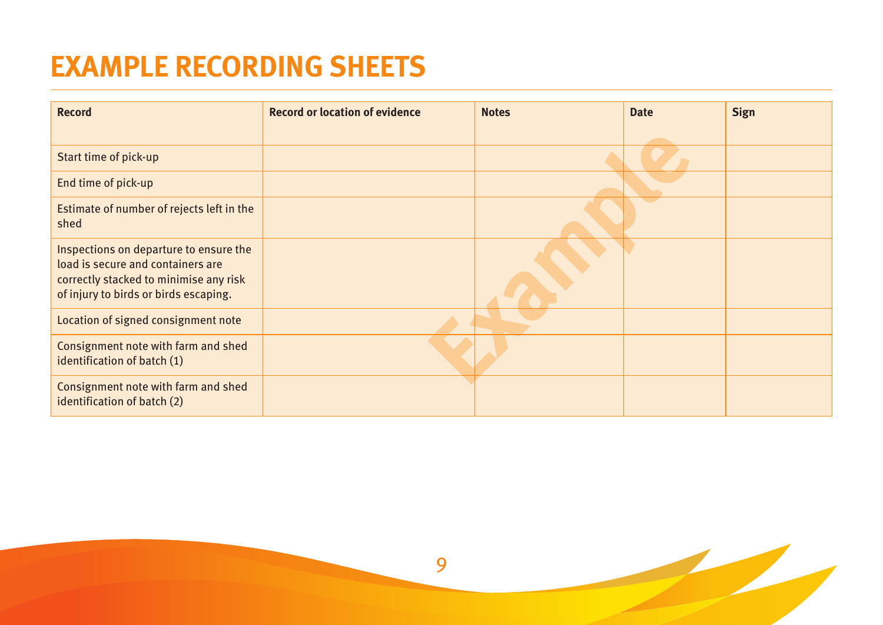# EXAMPLE RECORDING SHEETS

| Record | Record or location of evidence | Notes | Date | Sign |
|---|---|---|---|---|
| Start time of pick-up | | | | |
| End time of pick-up | | | | |
| Estimate of number of rejects left in the shed | | | | |
| Inspections on departure to ensure the load is secure and containers are correctly stacked to minimise any risk of injury to birds or birds escaping. | | | | |
| Location of signed consignment note | | | | |
| Consignment note with farm and shed identification of batch (1) | | | | |
| Consignment note with farm and shed identification of batch (2) | | | | |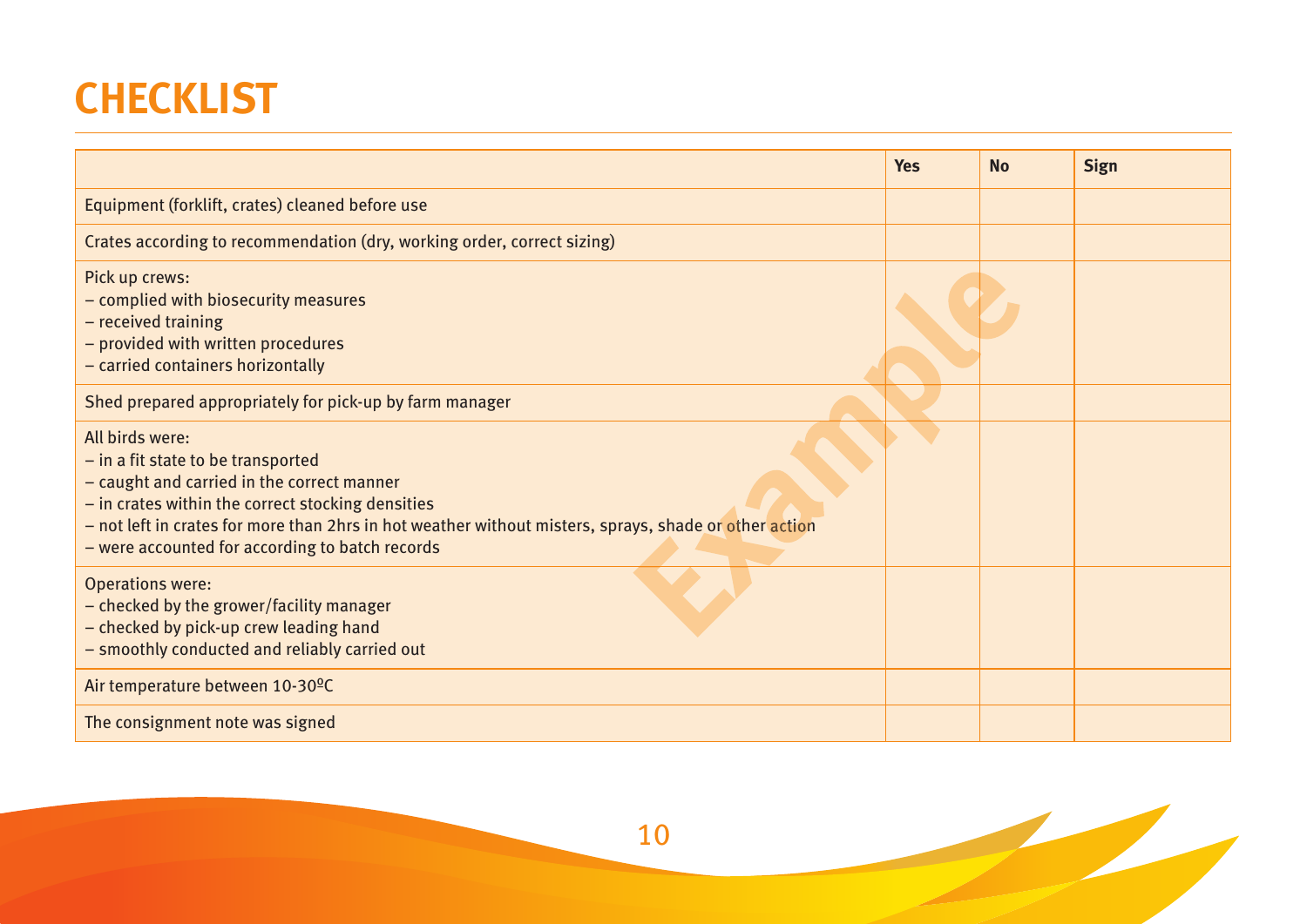# CHECKLIST

| | Yes | No | Sign |
|---|---|---|---|
| Equipment (forklift, crates) cleaned before use | | | |
| Crates according to recommendation (dry, working order, correct sizing) | | | |
| Pick up crews:<br>– complied with biosecurity measures<br>– received training<br>– provided with written procedures<br>– carried containers horizontally | | | |
| Shed prepared appropriately for pick-up by farm manager | | | |
| All birds were:<br>– in a fit state to be transported<br>– caught and carried in the correct manner<br>– in crates within the correct stocking densities<br>– not left in crates for more than 2hrs in hot weather without misters, sprays, shade or other action<br>– were accounted for according to batch records | | | |
| Operations were:<br>– checked by the grower/facility manager<br>– checked by pick-up crew leading hand<br>– smoothly conducted and reliably carried out | | | |
| Air temperature between 10-30ºC | | | |
| The consignment note was signed | | | |